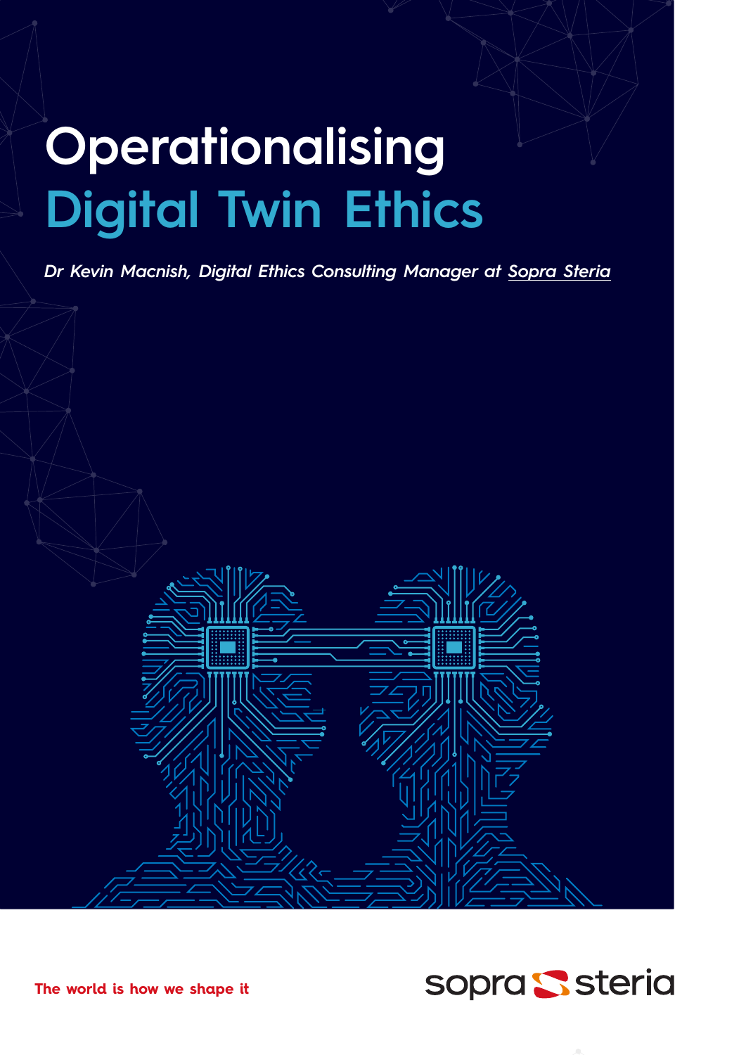# Operationalising Digital Twin Ethics

*Dr Kevin Macnish, Digital Ethics Consulting Manager at Sopra Steria*

**The world is how we shape it**

sopra steria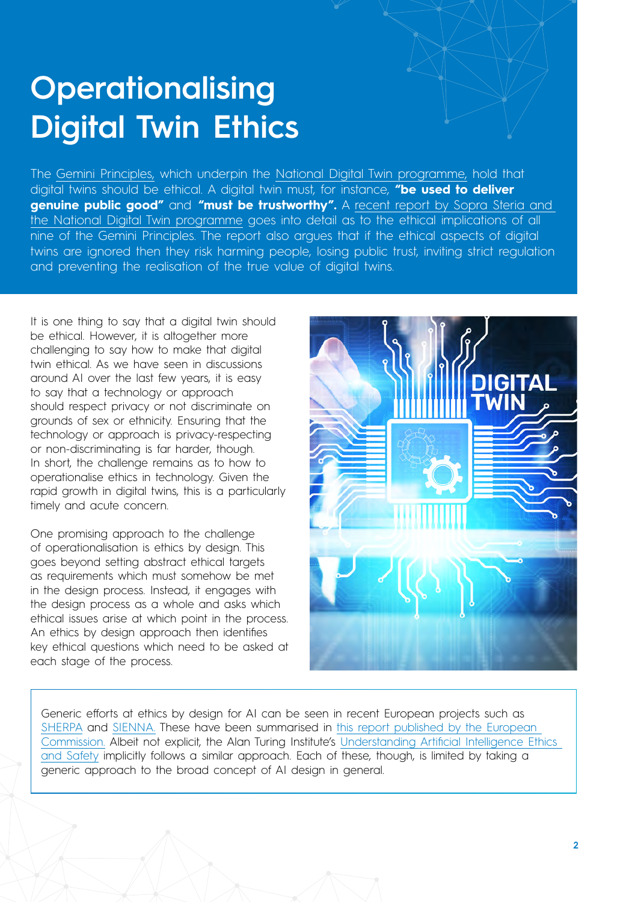# Operationalising Digital Twin Ethics

The Gemini Principles, which underpin the National Digital Twin programme, hold that digital twins should be ethical. A digital twin must, for instance, **"be used to deliver genuine public good"** and **"must be trustworthy".** A recent report by Sopra Steria and the National Digital Twin programme goes into detail as to the ethical implications of all nine of the Gemini Principles. The report also argues that if the ethical aspects of digital twins are ignored then they risk harming people, losing public trust, inviting strict regulation and preventing the realisation of the true value of digital twins.

It is one thing to say that a digital twin should be ethical. However, it is altogether more challenging to say how to make that digital twin ethical. As we have seen in discussions around AI over the last few years, it is easy to say that a technology or approach should respect privacy or not discriminate on grounds of sex or ethnicity. Ensuring that the technology or approach is privacy-respecting or non-discriminating is far harder, though. In short, the challenge remains as to how to operationalise ethics in technology. Given the rapid growth in digital twins, this is a particularly timely and acute concern.

One promising approach to the challenge of operationalisation is ethics by design. This goes beyond setting abstract ethical targets as requirements which must somehow be met in the design process. Instead, it engages with the design process as a whole and asks which ethical issues arise at which point in the process. An ethics by design approach then identifies key ethical questions which need to be asked at each stage of the process.

Generic efforts at ethics by design for AI can be seen in recent European projects such as SHERPA and SIENNA. These have been summarised in this report published by the European Commission. Albeit not explicit, the Alan Turing Institute's Understanding Artificial Intelligence Ethics and Safety implicitly follows a similar approach. Each of these, though, is limited by taking a generic approach to the broad concept of AI design in general.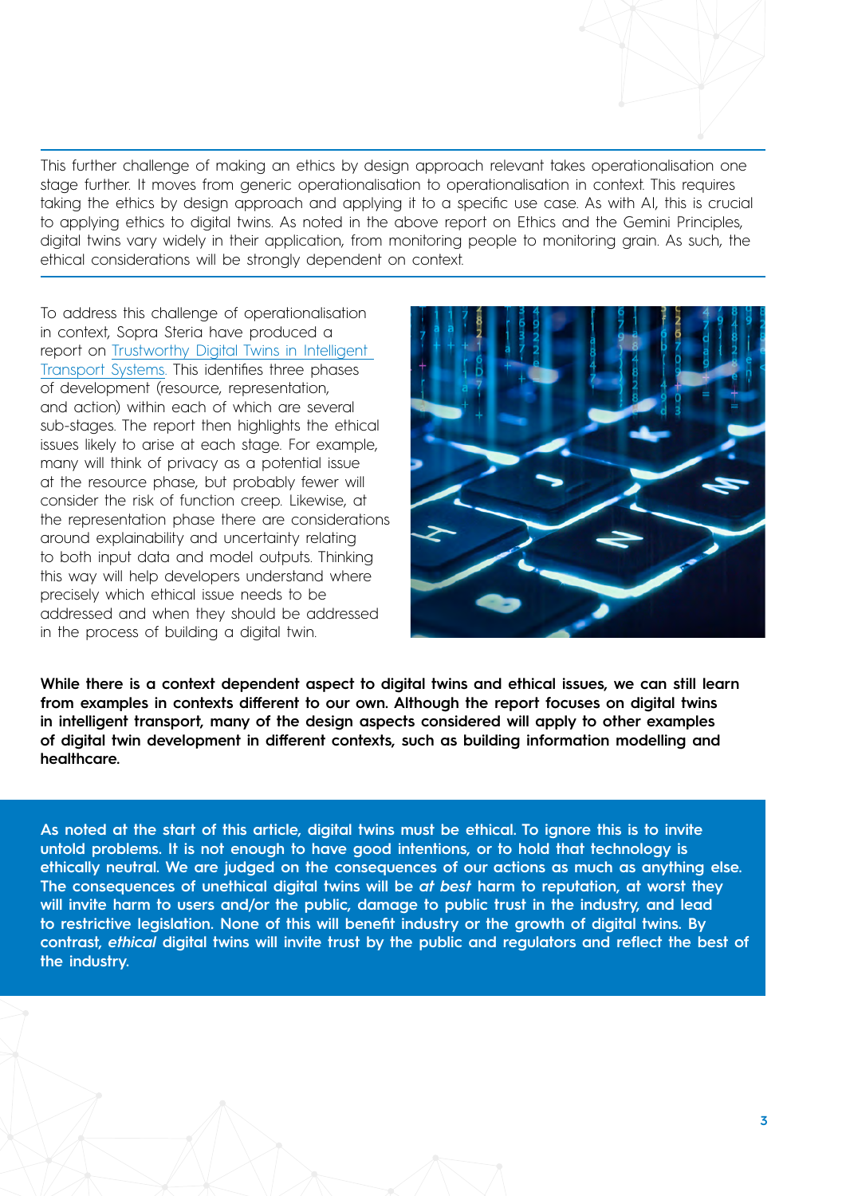This further challenge of making an ethics by design approach relevant takes operationalisation one stage further. It moves from generic operationalisation to operationalisation in context. This requires taking the ethics by design approach and applying it to a specific use case. As with AI, this is crucial to applying ethics to digital twins. As noted in the above report on Ethics and the Gemini Principles, digital twins vary widely in their application, from monitoring people to monitoring grain. As such, the ethical considerations will be strongly dependent on context.

To address this challenge of operationalisation in context, Sopra Steria have produced a report on [Trustworthy Digital Twins in Intelligent Transport Systems](). This identifies three phases of development (resource, representation, and action) within each of which are several sub-stages. The report then highlights the ethical issues likely to arise at each stage. For example, many will think of privacy as a potential issue at the resource phase, but probably fewer will consider the risk of function creep. Likewise, at the representation phase there are considerations around explainability and uncertainty relating to both input data and model outputs. Thinking this way will help developers understand where precisely which ethical issue needs to be addressed and when they should be addressed in the process of building a digital twin.

**While there is a context dependent aspect to digital twins and ethical issues, we can still learn from examples in contexts different to our own. Although the report focuses on digital twins in intelligent transport, many of the design aspects considered will apply to other examples of digital twin development in different contexts, such as building information modelling and healthcare.**

**As noted at the start of this article, digital twins must be ethical. To ignore this is to invite untold problems. It is not enough to have good intentions, or to hold that technology is ethically neutral. We are judged on the consequences of our actions as much as anything else. The consequences of unethical digital twins will be *at best* harm to reputation, at worst they will invite harm to users and/or the public, damage to public trust in the industry, and lead to restrictive legislation. None of this will benefit industry or the growth of digital twins. By contrast, *ethical* digital twins will invite trust by the public and regulators and reflect the best of the industry.**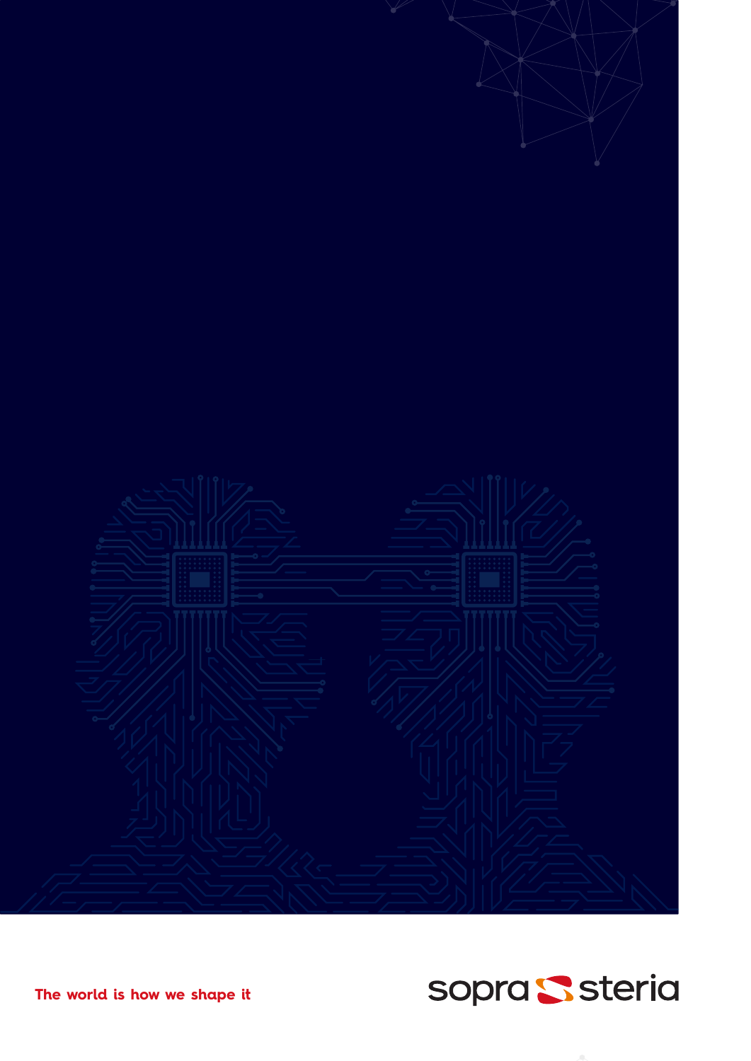The world is how we shape it

sopra steria